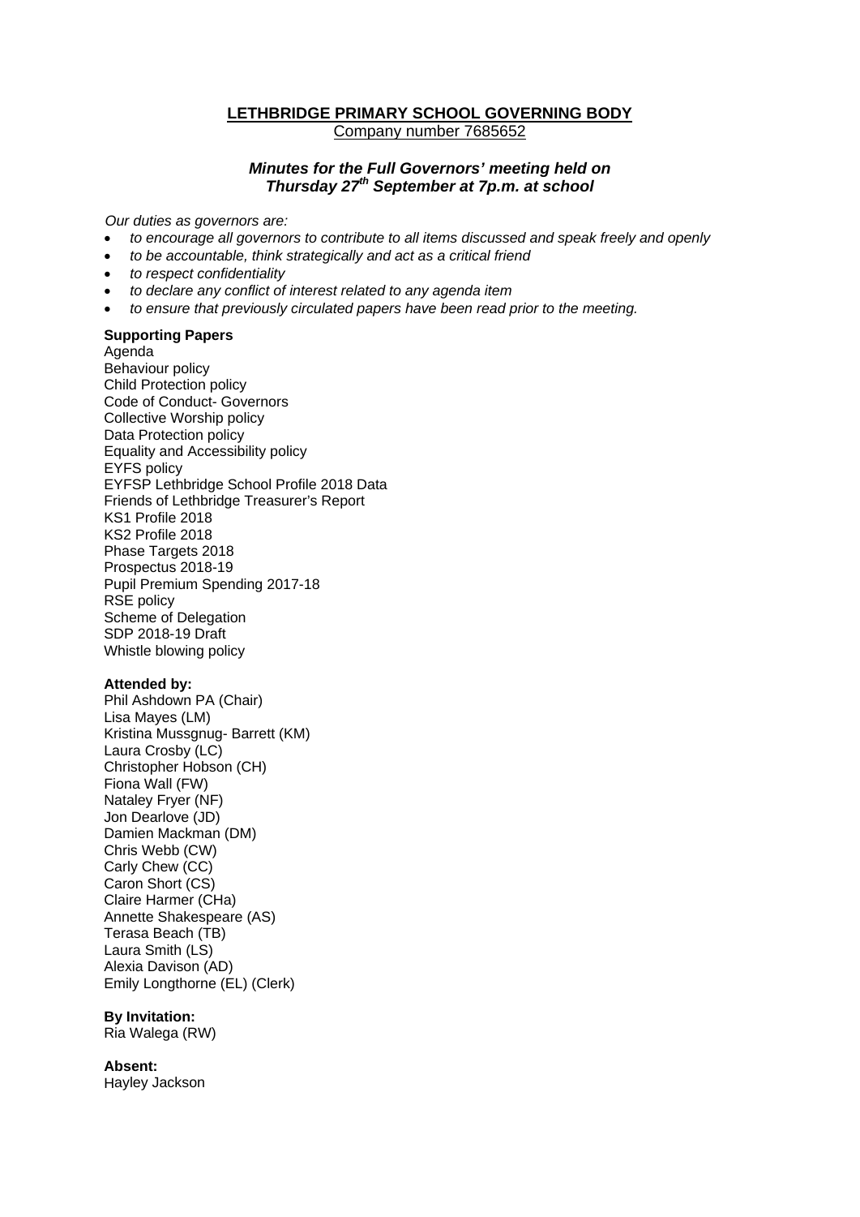# LETHBRIDGE PRIMARY SCHOOL GOVERNING BODY

Company number 7685652

***Minutes for the Full Governors' meeting held on Thursday 27th September at 7p.m. at school***

*Our duties as governors are:*

- *to encourage all governors to contribute to all items discussed and speak freely and openly*
- *to be accountable, think strategically and act as a critical friend*
- *to respect confidentiality*
- *to declare any conflict of interest related to any agenda item*
- *to ensure that previously circulated papers have been read prior to the meeting.*

**Supporting Papers**

Agenda
Behaviour policy
Child Protection policy
Code of Conduct- Governors
Collective Worship policy
Data Protection policy
Equality and Accessibility policy
EYFS policy
EYFSP Lethbridge School Profile 2018 Data
Friends of Lethbridge Treasurer's Report
KS1 Profile 2018
KS2 Profile 2018
Phase Targets 2018
Prospectus 2018-19
Pupil Premium Spending 2017-18
RSE policy
Scheme of Delegation
SDP 2018-19 Draft
Whistle blowing policy

**Attended by:**

Phil Ashdown PA (Chair)
Lisa Mayes (LM)
Kristina Mussgnug- Barrett (KM)
Laura Crosby (LC)
Christopher Hobson (CH)
Fiona Wall (FW)
Nataley Fryer (NF)
Jon Dearlove (JD)
Damien Mackman (DM)
Chris Webb (CW)
Carly Chew (CC)
Caron Short (CS)
Claire Harmer (CHa)
Annette Shakespeare (AS)
Terasa Beach (TB)
Laura Smith (LS)
Alexia Davison (AD)
Emily Longthorne (EL) (Clerk)

**By Invitation:**

Ria Walega (RW)

**Absent:**

Hayley Jackson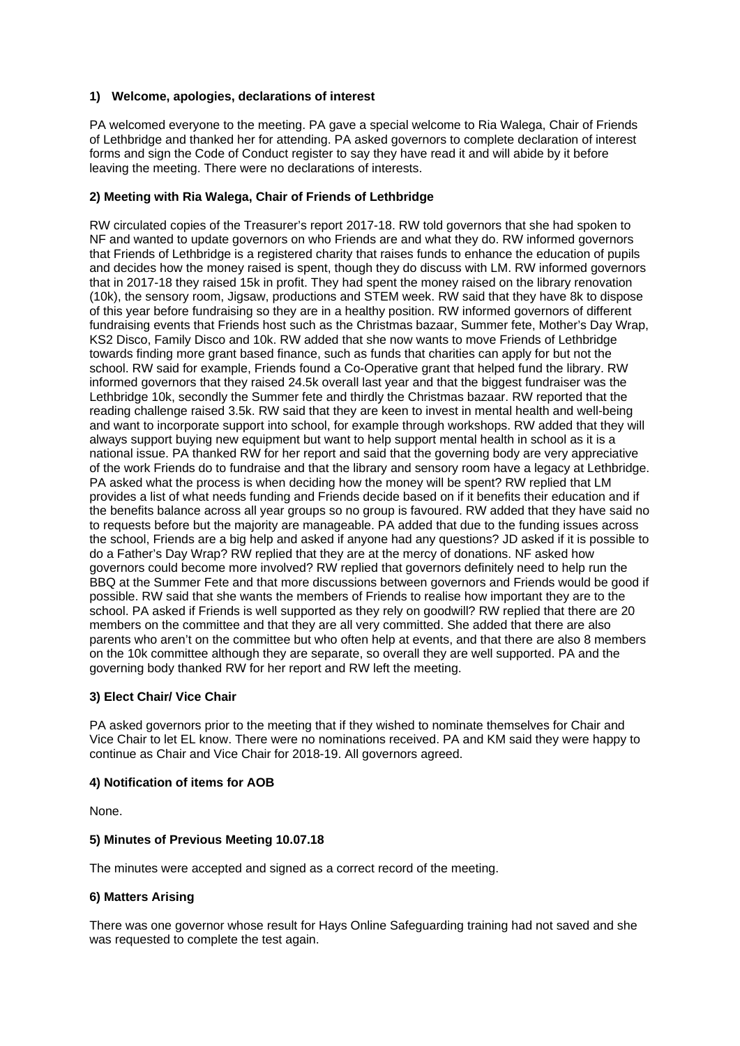### 1) Welcome, apologies, declarations of interest

PA welcomed everyone to the meeting. PA gave a special welcome to Ria Walega, Chair of Friends of Lethbridge and thanked her for attending. PA asked governors to complete declaration of interest forms and sign the Code of Conduct register to say they have read it and will abide by it before leaving the meeting. There were no declarations of interests.

### 2) Meeting with Ria Walega, Chair of Friends of Lethbridge

RW circulated copies of the Treasurer's report 2017-18. RW told governors that she had spoken to NF and wanted to update governors on who Friends are and what they do. RW informed governors that Friends of Lethbridge is a registered charity that raises funds to enhance the education of pupils and decides how the money raised is spent, though they do discuss with LM. RW informed governors that in 2017-18 they raised 15k in profit. They had spent the money raised on the library renovation (10k), the sensory room, Jigsaw, productions and STEM week. RW said that they have 8k to dispose of this year before fundraising so they are in a healthy position. RW informed governors of different fundraising events that Friends host such as the Christmas bazaar, Summer fete, Mother's Day Wrap, KS2 Disco, Family Disco and 10k. RW added that she now wants to move Friends of Lethbridge towards finding more grant based finance, such as funds that charities can apply for but not the school. RW said for example, Friends found a Co-Operative grant that helped fund the library. RW informed governors that they raised 24.5k overall last year and that the biggest fundraiser was the Lethbridge 10k, secondly the Summer fete and thirdly the Christmas bazaar. RW reported that the reading challenge raised 3.5k. RW said that they are keen to invest in mental health and well-being and want to incorporate support into school, for example through workshops. RW added that they will always support buying new equipment but want to help support mental health in school as it is a national issue. PA thanked RW for her report and said that the governing body are very appreciative of the work Friends do to fundraise and that the library and sensory room have a legacy at Lethbridge. PA asked what the process is when deciding how the money will be spent? RW replied that LM provides a list of what needs funding and Friends decide based on if it benefits their education and if the benefits balance across all year groups so no group is favoured. RW added that they have said no to requests before but the majority are manageable. PA added that due to the funding issues across the school, Friends are a big help and asked if anyone had any questions? JD asked if it is possible to do a Father's Day Wrap? RW replied that they are at the mercy of donations. NF asked how governors could become more involved? RW replied that governors definitely need to help run the BBQ at the Summer Fete and that more discussions between governors and Friends would be good if possible. RW said that she wants the members of Friends to realise how important they are to the school. PA asked if Friends is well supported as they rely on goodwill? RW replied that there are 20 members on the committee and that they are all very committed. She added that there are also parents who aren't on the committee but who often help at events, and that there are also 8 members on the 10k committee although they are separate, so overall they are well supported. PA and the governing body thanked RW for her report and RW left the meeting.

### 3) Elect Chair/ Vice Chair

PA asked governors prior to the meeting that if they wished to nominate themselves for Chair and Vice Chair to let EL know. There were no nominations received. PA and KM said they were happy to continue as Chair and Vice Chair for 2018-19. All governors agreed.

### 4) Notification of items for AOB

None.

### 5) Minutes of Previous Meeting 10.07.18

The minutes were accepted and signed as a correct record of the meeting.

### 6) Matters Arising

There was one governor whose result for Hays Online Safeguarding training had not saved and she was requested to complete the test again.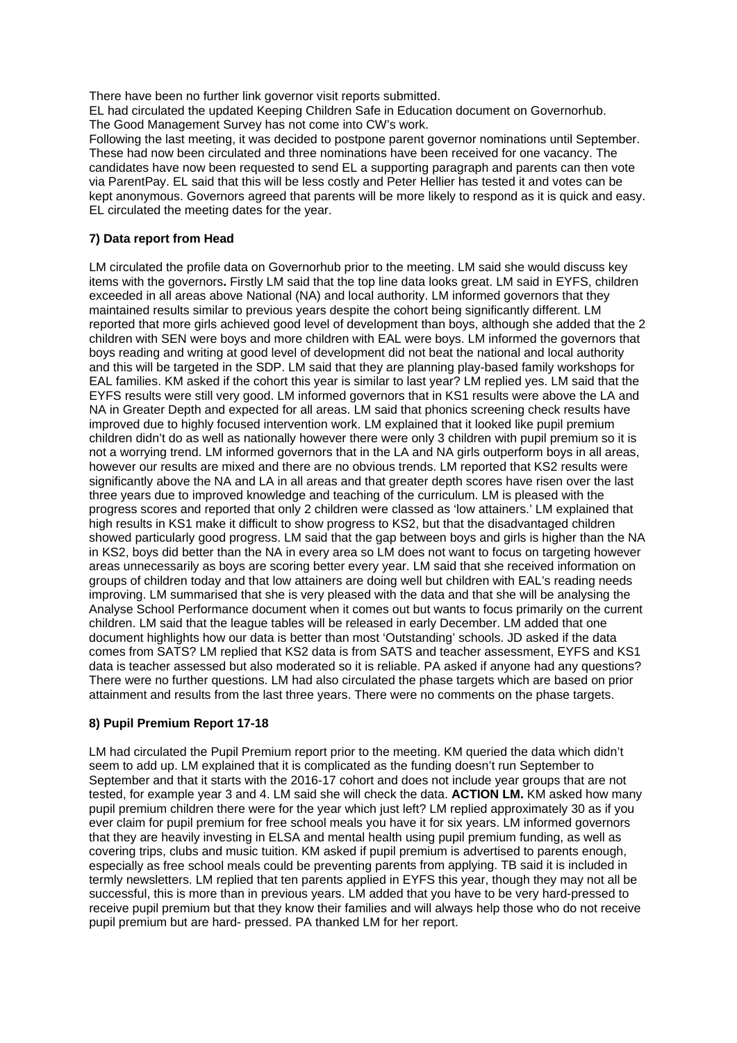There have been no further link governor visit reports submitted.
EL had circulated the updated Keeping Children Safe in Education document on Governorhub.
The Good Management Survey has not come into CW's work.
Following the last meeting, it was decided to postpone parent governor nominations until September. These had now been circulated and three nominations have been received for one vacancy. The candidates have now been requested to send EL a supporting paragraph and parents can then vote via ParentPay. EL said that this will be less costly and Peter Hellier has tested it and votes can be kept anonymous. Governors agreed that parents will be more likely to respond as it is quick and easy. EL circulated the meeting dates for the year.

### 7) Data report from Head

LM circulated the profile data on Governorhub prior to the meeting. LM said she would discuss key items with the governors**.** Firstly LM said that the top line data looks great. LM said in EYFS, children exceeded in all areas above National (NA) and local authority. LM informed governors that they maintained results similar to previous years despite the cohort being significantly different. LM reported that more girls achieved good level of development than boys, although she added that the 2 children with SEN were boys and more children with EAL were boys. LM informed the governors that boys reading and writing at good level of development did not beat the national and local authority and this will be targeted in the SDP. LM said that they are planning play-based family workshops for EAL families. KM asked if the cohort this year is similar to last year? LM replied yes. LM said that the EYFS results were still very good. LM informed governors that in KS1 results were above the LA and NA in Greater Depth and expected for all areas. LM said that phonics screening check results have improved due to highly focused intervention work. LM explained that it looked like pupil premium children didn't do as well as nationally however there were only 3 children with pupil premium so it is not a worrying trend. LM informed governors that in the LA and NA girls outperform boys in all areas, however our results are mixed and there are no obvious trends. LM reported that KS2 results were significantly above the NA and LA in all areas and that greater depth scores have risen over the last three years due to improved knowledge and teaching of the curriculum. LM is pleased with the progress scores and reported that only 2 children were classed as 'low attainers.' LM explained that high results in KS1 make it difficult to show progress to KS2, but that the disadvantaged children showed particularly good progress. LM said that the gap between boys and girls is higher than the NA in KS2, boys did better than the NA in every area so LM does not want to focus on targeting however areas unnecessarily as boys are scoring better every year. LM said that she received information on groups of children today and that low attainers are doing well but children with EAL's reading needs improving. LM summarised that she is very pleased with the data and that she will be analysing the Analyse School Performance document when it comes out but wants to focus primarily on the current children. LM said that the league tables will be released in early December. LM added that one document highlights how our data is better than most 'Outstanding' schools. JD asked if the data comes from SATS? LM replied that KS2 data is from SATS and teacher assessment, EYFS and KS1 data is teacher assessed but also moderated so it is reliable. PA asked if anyone had any questions? There were no further questions. LM had also circulated the phase targets which are based on prior attainment and results from the last three years. There were no comments on the phase targets.

### 8) Pupil Premium Report 17-18

LM had circulated the Pupil Premium report prior to the meeting. KM queried the data which didn't seem to add up. LM explained that it is complicated as the funding doesn't run September to September and that it starts with the 2016-17 cohort and does not include year groups that are not tested, for example year 3 and 4. LM said she will check the data. **ACTION LM.** KM asked how many pupil premium children there were for the year which just left? LM replied approximately 30 as if you ever claim for pupil premium for free school meals you have it for six years. LM informed governors that they are heavily investing in ELSA and mental health using pupil premium funding, as well as covering trips, clubs and music tuition. KM asked if pupil premium is advertised to parents enough, especially as free school meals could be preventing parents from applying. TB said it is included in termly newsletters. LM replied that ten parents applied in EYFS this year, though they may not all be successful, this is more than in previous years. LM added that you have to be very hard-pressed to receive pupil premium but that they know their families and will always help those who do not receive pupil premium but are hard- pressed. PA thanked LM for her report.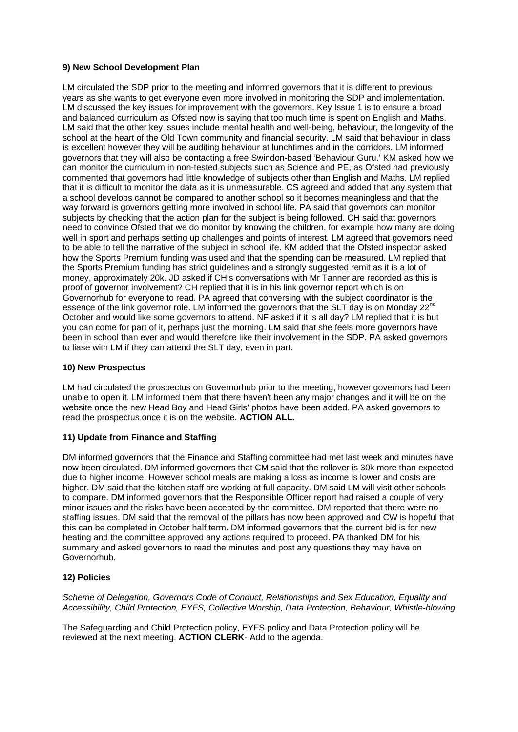**9) New School Development Plan**

LM circulated the SDP prior to the meeting and informed governors that it is different to previous years as she wants to get everyone even more involved in monitoring the SDP and implementation. LM discussed the key issues for improvement with the governors. Key Issue 1 is to ensure a broad and balanced curriculum as Ofsted now is saying that too much time is spent on English and Maths. LM said that the other key issues include mental health and well-being, behaviour, the longevity of the school at the heart of the Old Town community and financial security. LM said that behaviour in class is excellent however they will be auditing behaviour at lunchtimes and in the corridors. LM informed governors that they will also be contacting a free Swindon-based 'Behaviour Guru.' KM asked how we can monitor the curriculum in non-tested subjects such as Science and PE, as Ofsted had previously commented that governors had little knowledge of subjects other than English and Maths. LM replied that it is difficult to monitor the data as it is unmeasurable. CS agreed and added that any system that a school develops cannot be compared to another school so it becomes meaningless and that the way forward is governors getting more involved in school life. PA said that governors can monitor subjects by checking that the action plan for the subject is being followed. CH said that governors need to convince Ofsted that we do monitor by knowing the children, for example how many are doing well in sport and perhaps setting up challenges and points of interest. LM agreed that governors need to be able to tell the narrative of the subject in school life. KM added that the Ofsted inspector asked how the Sports Premium funding was used and that the spending can be measured. LM replied that the Sports Premium funding has strict guidelines and a strongly suggested remit as it is a lot of money, approximately 20k. JD asked if CH's conversations with Mr Tanner are recorded as this is proof of governor involvement? CH replied that it is in his link governor report which is on Governorhub for everyone to read. PA agreed that conversing with the subject coordinator is the essence of the link governor role. LM informed the governors that the SLT day is on Monday 22nd October and would like some governors to attend. NF asked if it is all day? LM replied that it is but you can come for part of it, perhaps just the morning. LM said that she feels more governors have been in school than ever and would therefore like their involvement in the SDP. PA asked governors to liase with LM if they can attend the SLT day, even in part.

**10) New Prospectus**

LM had circulated the prospectus on Governorhub prior to the meeting, however governors had been unable to open it. LM informed them that there haven't been any major changes and it will be on the website once the new Head Boy and Head Girls' photos have been added. PA asked governors to read the prospectus once it is on the website. **ACTION ALL.**

**11) Update from Finance and Staffing**

DM informed governors that the Finance and Staffing committee had met last week and minutes have now been circulated. DM informed governors that CM said that the rollover is 30k more than expected due to higher income. However school meals are making a loss as income is lower and costs are higher. DM said that the kitchen staff are working at full capacity. DM said LM will visit other schools to compare. DM informed governors that the Responsible Officer report had raised a couple of very minor issues and the risks have been accepted by the committee. DM reported that there were no staffing issues. DM said that the removal of the pillars has now been approved and CW is hopeful that this can be completed in October half term. DM informed governors that the current bid is for new heating and the committee approved any actions required to proceed. PA thanked DM for his summary and asked governors to read the minutes and post any questions they may have on Governorhub.

**12) Policies**

*Scheme of Delegation, Governors Code of Conduct, Relationships and Sex Education, Equality and Accessibility, Child Protection, EYFS, Collective Worship, Data Protection, Behaviour, Whistle-blowing*

The Safeguarding and Child Protection policy, EYFS policy and Data Protection policy will be reviewed at the next meeting. **ACTION CLERK**- Add to the agenda.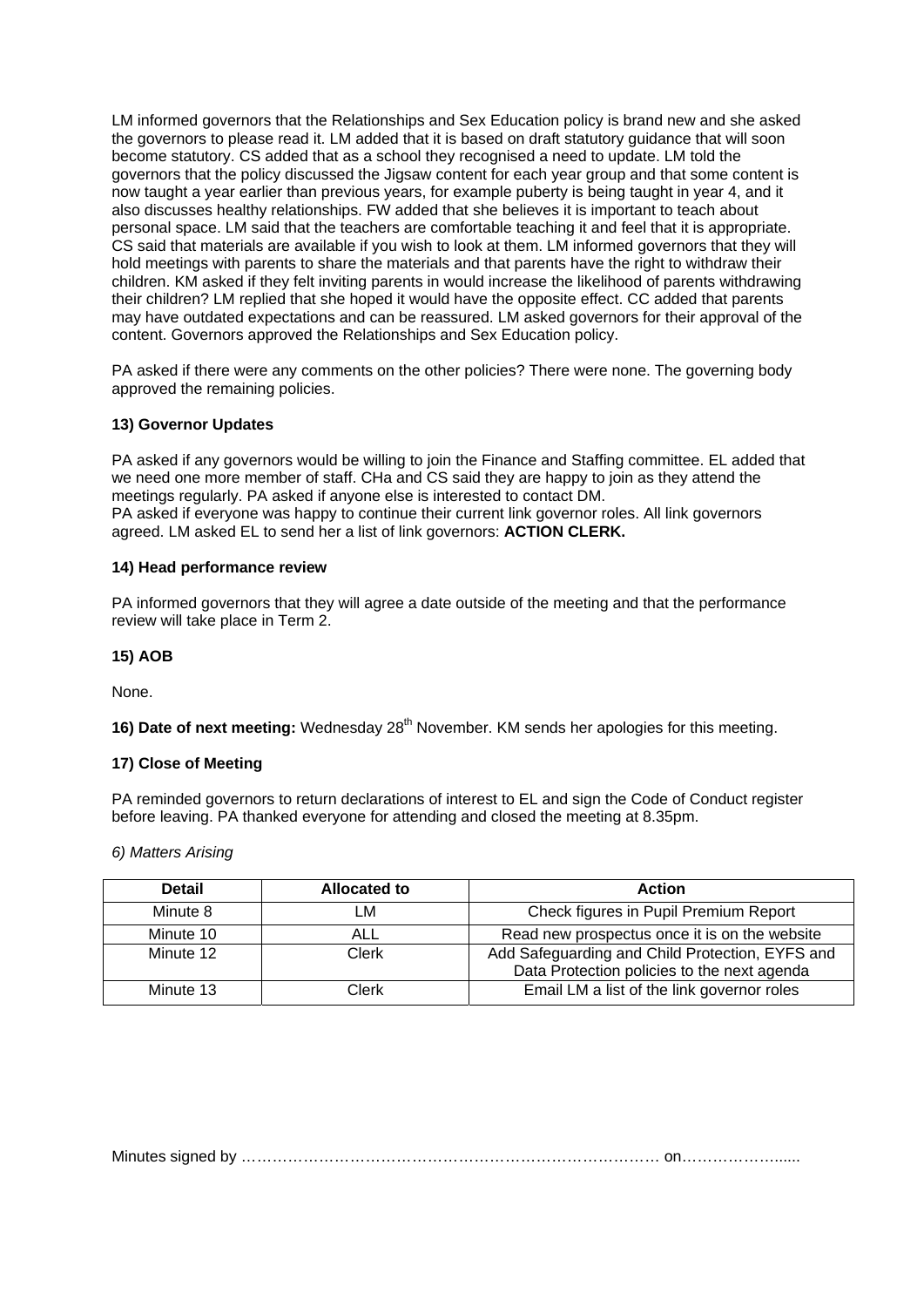LM informed governors that the Relationships and Sex Education policy is brand new and she asked the governors to please read it. LM added that it is based on draft statutory guidance that will soon become statutory. CS added that as a school they recognised a need to update. LM told the governors that the policy discussed the Jigsaw content for each year group and that some content is now taught a year earlier than previous years, for example puberty is being taught in year 4, and it also discusses healthy relationships. FW added that she believes it is important to teach about personal space. LM said that the teachers are comfortable teaching it and feel that it is appropriate. CS said that materials are available if you wish to look at them. LM informed governors that they will hold meetings with parents to share the materials and that parents have the right to withdraw their children. KM asked if they felt inviting parents in would increase the likelihood of parents withdrawing their children? LM replied that she hoped it would have the opposite effect. CC added that parents may have outdated expectations and can be reassured. LM asked governors for their approval of the content. Governors approved the Relationships and Sex Education policy.

PA asked if there were any comments on the other policies? There were none. The governing body approved the remaining policies.

**13) Governor Updates**

PA asked if any governors would be willing to join the Finance and Staffing committee. EL added that we need one more member of staff. CHa and CS said they are happy to join as they attend the meetings regularly. PA asked if anyone else is interested to contact DM.
PA asked if everyone was happy to continue their current link governor roles. All link governors agreed. LM asked EL to send her a list of link governors: **ACTION CLERK.**

**14) Head performance review**

PA informed governors that they will agree a date outside of the meeting and that the performance review will take place in Term 2.

**15) AOB**

None.

**16) Date of next meeting:** Wednesday 28th November. KM sends her apologies for this meeting.

**17) Close of Meeting**

PA reminded governors to return declarations of interest to EL and sign the Code of Conduct register before leaving. PA thanked everyone for attending and closed the meeting at 8.35pm.

*6) Matters Arising*

| Detail | Allocated to | Action |
|---|---|---|
| Minute 8 | LM | Check figures in Pupil Premium Report |
| Minute 10 | ALL | Read new prospectus once it is on the website |
| Minute 12 | Clerk | Add Safeguarding and Child Protection, EYFS and Data Protection policies to the next agenda |
| Minute 13 | Clerk | Email LM a list of the link governor roles |

Minutes signed by ………………………………………………………………………… on………………......